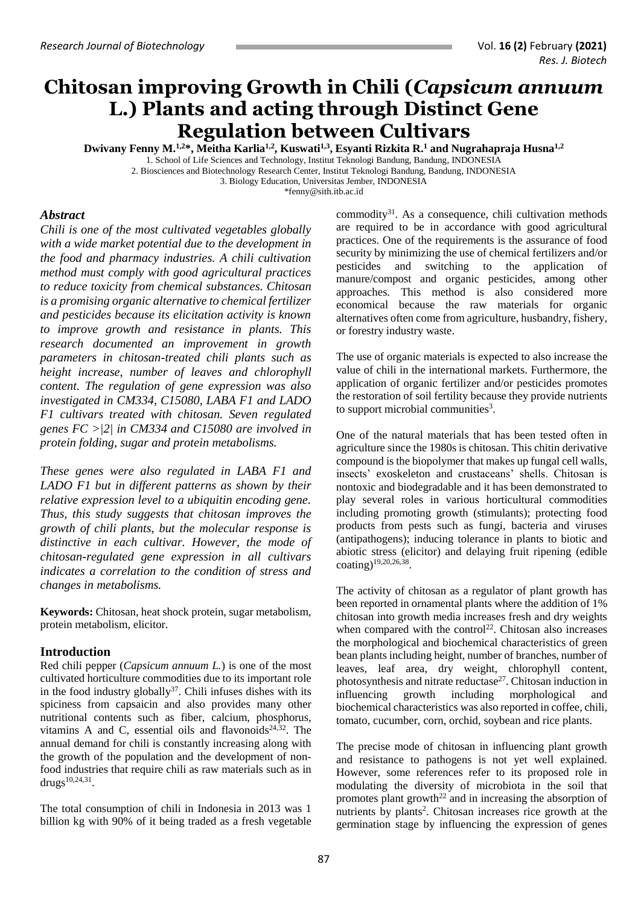# Chitosan improving Growth in Chili (*Capsicum annuum* L.) Plants and acting through Distinct Gene Regulation between Cultivars

**Dwivany Fenny M.[1,2]*, Meitha Karlia[1,2], Kuswati[1,3], Esyanti Rizkita R.[1] and Nugrahapraja Husna[1,2]**

1. School of Life Sciences and Technology, Institut Teknologi Bandung, Bandung, INDONESIA
2. Biosciences and Biotechnology Research Center, Institut Teknologi Bandung, Bandung, INDONESIA
3. Biology Education, Universitas Jember, INDONESIA

*fenny@sith.itb.ac.id

## *Abstract*

*Chili is one of the most cultivated vegetables globally with a wide market potential due to the development in the food and pharmacy industries. A chili cultivation method must comply with good agricultural practices to reduce toxicity from chemical substances. Chitosan is a promising organic alternative to chemical fertilizer and pesticides because its elicitation activity is known to improve growth and resistance in plants. This research documented an improvement in growth parameters in chitosan-treated chili plants such as height increase, number of leaves and chlorophyll content. The regulation of gene expression was also investigated in CM334, C15080, LABA F1 and LADO F1 cultivars treated with chitosan. Seven regulated genes FC >|2| in CM334 and C15080 are involved in protein folding, sugar and protein metabolisms.*

*These genes were also regulated in LABA F1 and LADO F1 but in different patterns as shown by their relative expression level to a ubiquitin encoding gene. Thus, this study suggests that chitosan improves the growth of chili plants, but the molecular response is distinctive in each cultivar. However, the mode of chitosan-regulated gene expression in all cultivars indicates a correlation to the condition of stress and changes in metabolisms.*

**Keywords:** Chitosan, heat shock protein, sugar metabolism, protein metabolism, elicitor.

## Introduction

Red chili pepper (*Capsicum annuum L.*) is one of the most cultivated horticulture commodities due to its important role in the food industry globally[37]. Chili infuses dishes with its spiciness from capsaicin and also provides many other nutritional contents such as fiber, calcium, phosphorus, vitamins A and C, essential oils and flavonoids[24,32]. The annual demand for chili is constantly increasing along with the growth of the population and the development of non-food industries that require chili as raw materials such as in drugs[10,24,31].

The total consumption of chili in Indonesia in 2013 was 1 billion kg with 90% of it being traded as a fresh vegetable commodity[31]. As a consequence, chili cultivation methods are required to be in accordance with good agricultural practices. One of the requirements is the assurance of food security by minimizing the use of chemical fertilizers and/or pesticides and switching to the application of manure/compost and organic pesticides, among other approaches. This method is also considered more economical because the raw materials for organic alternatives often come from agriculture, husbandry, fishery, or forestry industry waste.

The use of organic materials is expected to also increase the value of chili in the international markets. Furthermore, the application of organic fertilizer and/or pesticides promotes the restoration of soil fertility because they provide nutrients to support microbial communities[3].

One of the natural materials that has been tested often in agriculture since the 1980s is chitosan. This chitin derivative compound is the biopolymer that makes up fungal cell walls, insects' exoskeleton and crustaceans' shells. Chitosan is nontoxic and biodegradable and it has been demonstrated to play several roles in various horticultural commodities including promoting growth (stimulants); protecting food products from pests such as fungi, bacteria and viruses (antipathogens); inducing tolerance in plants to biotic and abiotic stress (elicitor) and delaying fruit ripening (edible coating)[19,20,26,38].

The activity of chitosan as a regulator of plant growth has been reported in ornamental plants where the addition of 1% chitosan into growth media increases fresh and dry weights when compared with the control[22]. Chitosan also increases the morphological and biochemical characteristics of green bean plants including height, number of branches, number of leaves, leaf area, dry weight, chlorophyll content, photosynthesis and nitrate reductase[27]. Chitosan induction in influencing growth including morphological and biochemical characteristics was also reported in coffee, chili, tomato, cucumber, corn, orchid, soybean and rice plants.

The precise mode of chitosan in influencing plant growth and resistance to pathogens is not yet well explained. However, some references refer to its proposed role in modulating the diversity of microbiota in the soil that promotes plant growth[22] and in increasing the absorption of nutrients by plants[2]. Chitosan increases rice growth at the germination stage by influencing the expression of genes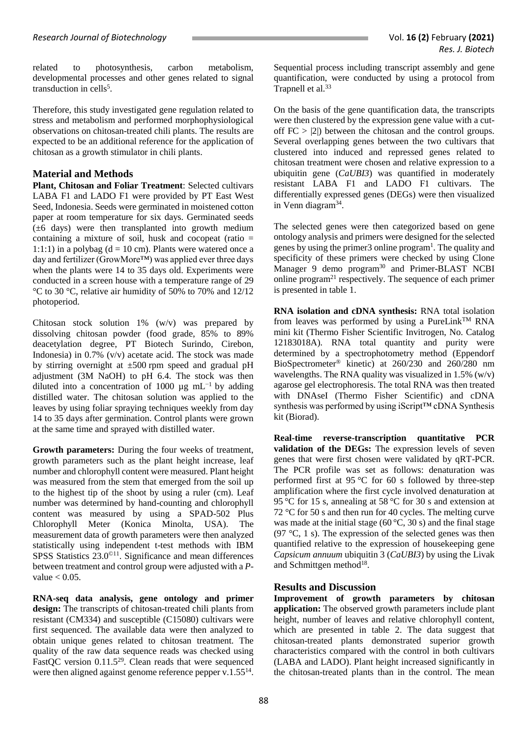related to photosynthesis, carbon metabolism, developmental processes and other genes related to signal transduction in cells[5].

Therefore, this study investigated gene regulation related to stress and metabolism and performed morphophysiological observations on chitosan-treated chili plants. The results are expected to be an additional reference for the application of chitosan as a growth stimulator in chili plants.

## Material and Methods

**Plant, Chitosan and Foliar Treatment**: Selected cultivars LABA F1 and LADO F1 were provided by PT East West Seed, Indonesia. Seeds were germinated in moistened cotton paper at room temperature for six days. Germinated seeds (±6 days) were then transplanted into growth medium containing a mixture of soil, husk and cocopeat (ratio = 1:1:1) in a polybag (d = 10 cm). Plants were watered once a day and fertilizer (GrowMore™) was applied ever three days when the plants were 14 to 35 days old. Experiments were conducted in a screen house with a temperature range of 29 °C to 30 °C, relative air humidity of 50% to 70% and 12/12 photoperiod.

Chitosan stock solution 1% (w/v) was prepared by dissolving chitosan powder (food grade, 85% to 89% deacetylation degree, PT Biotech Surindo, Cirebon, Indonesia) in 0.7% (v/v) acetate acid. The stock was made by stirring overnight at ±500 rpm speed and gradual pH adjustment (3M NaOH) to pH 6.4. The stock was then diluted into a concentration of 1000 µg $mL^{-1}$ by adding distilled water. The chitosan solution was applied to the leaves by using foliar spraying techniques weekly from day 14 to 35 days after germination. Control plants were grown at the same time and sprayed with distilled water.

**Growth parameters:** During the four weeks of treatment, growth parameters such as the plant height increase, leaf number and chlorophyll content were measured. Plant height was measured from the stem that emerged from the soil up to the highest tip of the shoot by using a ruler (cm). Leaf number was determined by hand-counting and chlorophyll content was measured by using a SPAD-502 Plus Chlorophyll Meter (Konica Minolta, USA). The measurement data of growth parameters were then analyzed statistically using independent t-test methods with IBM SPSS Statistics 23.0©[11]. Significance and mean differences between treatment and control group were adjusted with a *P*-value < 0.05.

**RNA-seq data analysis, gene ontology and primer design:** The transcripts of chitosan-treated chili plants from resistant (CM334) and susceptible (C15080) cultivars were first sequenced. The available data were then analyzed to obtain unique genes related to chitosan treatment. The quality of the raw data sequence reads was checked using FastQC version 0.11.5[29]. Clean reads that were sequenced were then aligned against genome reference pepper v.1.55[14]. Sequential process including transcript assembly and gene quantification, were conducted by using a protocol from Trapnell et al.[33]

On the basis of the gene quantification data, the transcripts were then clustered by the expression gene value with a cut-off FC > |2|) between the chitosan and the control groups. Several overlapping genes between the two cultivars that clustered into induced and repressed genes related to chitosan treatment were chosen and relative expression to a ubiquitin gene (*CaUBI3*) was quantified in moderately resistant LABA F1 and LADO F1 cultivars. The differentially expressed genes (DEGs) were then visualized in Venn diagram[34].

The selected genes were then categorized based on gene ontology analysis and primers were designed for the selected genes by using the primer3 online program[1]. The quality and specificity of these primers were checked by using Clone Manager 9 demo program[30] and Primer-BLAST NCBI online program[21] respectively. The sequence of each primer is presented in table 1.

**RNA isolation and cDNA synthesis:** RNA total isolation from leaves was performed by using a PureLink™ RNA mini kit (Thermo Fisher Scientific Invitrogen, No. Catalog 12183018A). RNA total quantity and purity were determined by a spectrophotometry method (Eppendorf BioSpectrometer® kinetic) at 260/230 and 260/280 nm wavelengths. The RNA quality was visualized in 1.5% (w/v) agarose gel electrophoresis. The total RNA was then treated with DNAseI (Thermo Fisher Scientific) and cDNA synthesis was performed by using iScript™ cDNA Synthesis kit (Biorad).

**Real-time reverse-transcription quantitative PCR validation of the DEGs:** The expression levels of seven genes that were first chosen were validated by qRT-PCR. The PCR profile was set as follows: denaturation was performed first at 95 °C for 60 s followed by three-step amplification where the first cycle involved denaturation at 95 °C for 15 s, annealing at 58 °C for 30 s and extension at 72 °C for 50 s and then run for 40 cycles. The melting curve was made at the initial stage (60 °C, 30 s) and the final stage (97 °C, 1 s). The expression of the selected genes was then quantified relative to the expression of housekeeping gene *Capsicum annuum* ubiquitin 3 (*CaUBI3*) by using the Livak and Schmittgen method[18].

## Results and Discussion

**Improvement of growth parameters by chitosan application:** The observed growth parameters include plant height, number of leaves and relative chlorophyll content, which are presented in table 2. The data suggest that chitosan-treated plants demonstrated superior growth characteristics compared with the control in both cultivars (LABA and LADO). Plant height increased significantly in the chitosan-treated plants than in the control. The mean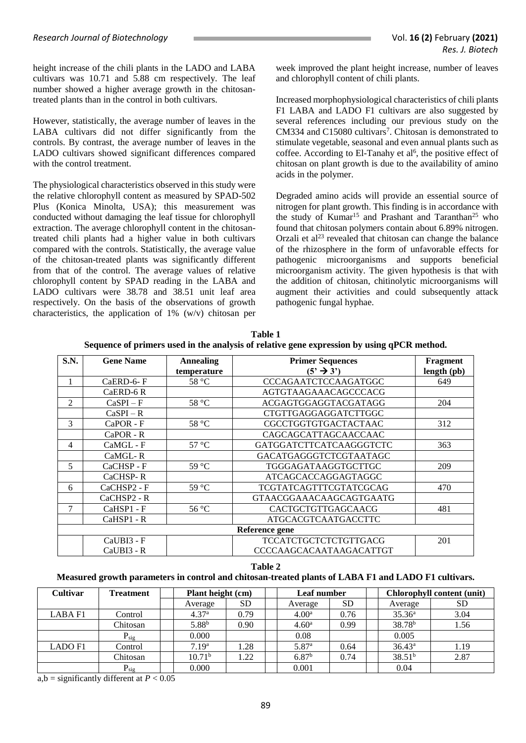height increase of the chili plants in the LADO and LABA cultivars was 10.71 and 5.88 cm respectively. The leaf number showed a higher average growth in the chitosan-treated plants than in the control in both cultivars.

However, statistically, the average number of leaves in the LABA cultivars did not differ significantly from the controls. By contrast, the average number of leaves in the LADO cultivars showed significant differences compared with the control treatment.

The physiological characteristics observed in this study were the relative chlorophyll content as measured by SPAD-502 Plus (Konica Minolta, USA); this measurement was conducted without damaging the leaf tissue for chlorophyll extraction. The average chlorophyll content in the chitosan-treated chili plants had a higher value in both cultivars compared with the controls. Statistically, the average value of the chitosan-treated plants was significantly different from that of the control. The average values of relative chlorophyll content by SPAD reading in the LABA and LADO cultivars were 38.78 and 38.51 unit leaf area respectively. On the basis of the observations of growth characteristics, the application of 1% (w/v) chitosan per week improved the plant height increase, number of leaves and chlorophyll content of chili plants.

Increased morphophysiological characteristics of chili plants F1 LABA and LADO F1 cultivars are also suggested by several references including our previous study on the CM334 and C15080 cultivars[7]. Chitosan is demonstrated to stimulate vegetable, seasonal and even annual plants such as coffee. According to El-Tanahy et al[6], the positive effect of chitosan on plant growth is due to the availability of amino acids in the polymer.

Degraded amino acids will provide an essential source of nitrogen for plant growth. This finding is in accordance with the study of Kumar[15] and Prashant and Taranthan[25] who found that chitosan polymers contain about 6.89% nitrogen. Orzali et al[23] revealed that chitosan can change the balance of the rhizosphere in the form of unfavorable effects for pathogenic microorganisms and supports beneficial microorganism activity. The given hypothesis is that with the addition of chitosan, chitinolytic microorganisms will augment their activities and could subsequently attack pathogenic fungal hyphae.

**Table 1**
**Sequence of primers used in the analysis of relative gene expression by using qPCR method.**

| S.N. | Gene Name | Annealing temperature | Primer Sequences (5' → 3') | Fragment length (pb) |
|---|---|---|---|---|
| 1 | CaERD-6- F | 58 °C | CCCAGAATCTCCAAGATGGC | 649 |
| | CaERD-6 R | | AGTGTAAGAAACAGCCCACG | |
| 2 | CaSPI – F | 58 °C | ACGAGTGGAGGTACGATAGG | 204 |
| | CaSPI – R | | CTGTTGAGGAGGATCTTGGC | |
| 3 | CaPOR - F | 58 °C | CGCCTGGTGTGACTACTAAC | 312 |
| | CaPOR - R | | CAGCAGCATTAGCAACCAAC | |
| 4 | CaMGL - F | 57 °C | GATGGATCTTCATCAAGGGTCTC | 363 |
| | CaMGL- R | | GACATGAGGGTCTCGTAATAGC | |
| 5 | CaCHSP - F | 59 °C | TGGGAGATAAGGTGCTTGC | 209 |
| | CaCHSP- R | | ATCAGCACCAGGAGTAGGC | |
| 6 | CaCHSP2 - F | 59 °C | TCGTATCAGTTTCGTATCGCAG | 470 |
| | CaCHSP2 - R | | GTAACGGAAACAAGCAGTGAATG | |
| 7 | CaHSP1 - F | 56 °C | CACTGCTGTTGAGCAACG | 481 |
| | CaHSP1 - R | | ATGCACGTCAATGACCTTC | |
| | | | **Reference gene** | |
| | CaUBI3 - F | | TCCATCTGCTCTCTGTTGACG | 201 |
| | CaUBI3 - R | | CCCCAAGCACAATAAGACATTGT | |

**Table 2**
**Measured growth parameters in control and chitosan-treated plants of LABA F1 and LADO F1 cultivars.**

| Cultivar | Treatment | Plant height (cm) | | Leaf number | | Chlorophyll content (unit) | |
|---|---|---|---|---|---|---|---|
| | | Average | SD | Average | SD | Average | SD |
| LABA F1 | Control | $4.37^a$ | 0.79 | $4.00^a$ | 0.76 | $35.36^a$ | 3.04 |
| | Chitosan | $5.88^b$ | 0.90 | $4.60^a$ | 0.99 | $38.78^b$ | 1.56 |
| | $P_{sig}$ | 0.000 | | 0.08 | | 0.005 | |
| LADO F1 | Control | $7.19^a$ | 1.28 | $5.87^a$ | 0.64 | $36.43^a$ | 1.19 |
| | Chitosan | $10.71^b$ | 1.22 | $6.87^b$ | 0.74 | $38.51^b$ | 2.87 |
| | $P_{sig}$ | 0.000 | | 0.001 | | 0.04 | |

a,b = significantly different at $P < 0.05$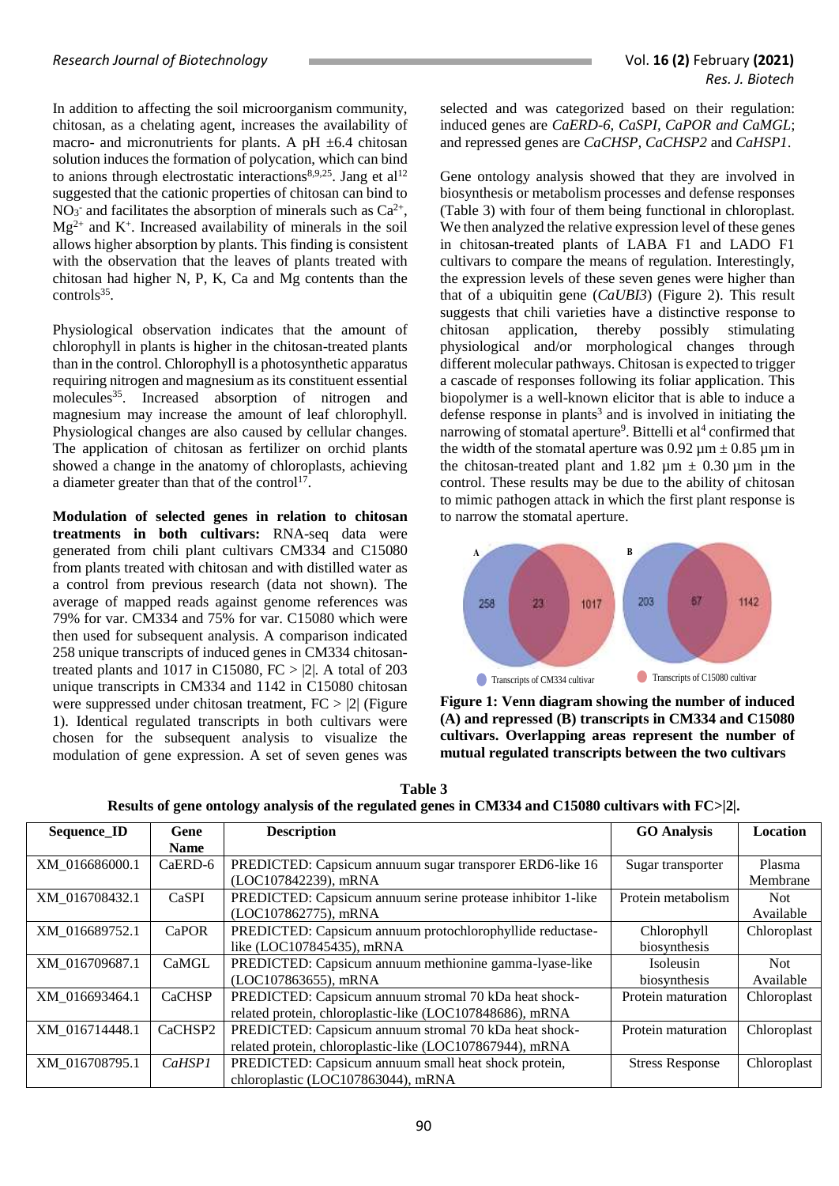In addition to affecting the soil microorganism community, chitosan, as a chelating agent, increases the availability of macro- and micronutrients for plants. A pH ±6.4 chitosan solution induces the formation of polycation, which can bind to anions through electrostatic interactions[8,9,25]. Jang et al[12] suggested that the cationic properties of chitosan can bind to $NO_3^-$ and facilitates the absorption of minerals such as $Ca^{2+}$, $Mg^{2+}$ and $K^+$. Increased availability of minerals in the soil allows higher absorption by plants. This finding is consistent with the observation that the leaves of plants treated with chitosan had higher N, P, K, Ca and Mg contents than the controls[35].

Physiological observation indicates that the amount of chlorophyll in plants is higher in the chitosan-treated plants than in the control. Chlorophyll is a photosynthetic apparatus requiring nitrogen and magnesium as its constituent essential molecules[35]. Increased absorption of nitrogen and magnesium may increase the amount of leaf chlorophyll. Physiological changes are also caused by cellular changes. The application of chitosan as fertilizer on orchid plants showed a change in the anatomy of chloroplasts, achieving a diameter greater than that of the control[17].

**Modulation of selected genes in relation to chitosan treatments in both cultivars:** RNA-seq data were generated from chili plant cultivars CM334 and C15080 from plants treated with chitosan and with distilled water as a control from previous research (data not shown). The average of mapped reads against genome references was 79% for var. CM334 and 75% for var. C15080 which were then used for subsequent analysis. A comparison indicated 258 unique transcripts of induced genes in CM334 chitosan-treated plants and 1017 in C15080, FC > |2|. A total of 203 unique transcripts in CM334 and 1142 in C15080 chitosan were suppressed under chitosan treatment, FC > |2| (Figure 1). Identical regulated transcripts in both cultivars were chosen for the subsequent analysis to visualize the modulation of gene expression. A set of seven genes was selected and was categorized based on their regulation: induced genes are *CaERD-6, CaSPI, CaPOR and CaMGL*; and repressed genes are *CaCHSP*, *CaCHSP2* and *CaHSP1*.

Gene ontology analysis showed that they are involved in biosynthesis or metabolism processes and defense responses (Table 3) with four of them being functional in chloroplast. We then analyzed the relative expression level of these genes in chitosan-treated plants of LABA F1 and LADO F1 cultivars to compare the means of regulation. Interestingly, the expression levels of these seven genes were higher than that of a ubiquitin gene (*CaUBI3*) (Figure 2). This result suggests that chili varieties have a distinctive response to chitosan application, thereby possibly stimulating physiological and/or morphological changes through different molecular pathways. Chitosan is expected to trigger a cascade of responses following its foliar application. This biopolymer is a well-known elicitor that is able to induce a defense response in plants[3] and is involved in initiating the narrowing of stomatal aperture[9]. Bittelli et al[4] confirmed that the width of the stomatal aperture was 0.92 µm ± 0.85 µm in the chitosan-treated plant and 1.82 µm ± 0.30 µm in the control. These results may be due to the ability of chitosan to mimic pathogen attack in which the first plant response is to narrow the stomatal aperture.

A: 258 | 23 | 1017

B: 203 | 67 | 1142

Transcripts of CM334 cultivar — Transcripts of C15080 cultivar

**Figure 1: Venn diagram showing the number of induced (A) and repressed (B) transcripts in CM334 and C15080 cultivars. Overlapping areas represent the number of mutual regulated transcripts between the two cultivars**

**Table 3**
**Results of gene ontology analysis of the regulated genes in CM334 and C15080 cultivars with FC>|2|.**

| Sequence_ID | Gene Name | Description | GO Analysis | Location |
|---|---|---|---|---|
| XM_016686000.1 | CaERD-6 | PREDICTED: Capsicum annuum sugar transporer ERD6-like 16 (LOC107842239), mRNA | Sugar transporter | Plasma Membrane |
| XM_016708432.1 | CaSPI | PREDICTED: Capsicum annuum serine protease inhibitor 1-like (LOC107862775), mRNA | Protein metabolism | Not Available |
| XM_016689752.1 | CaPOR | PREDICTED: Capsicum annuum protochlorophyllide reductase-like (LOC107845435), mRNA | Chlorophyll biosynthesis | Chloroplast |
| XM_016709687.1 | CaMGL | PREDICTED: Capsicum annuum methionine gamma-lyase-like (LOC107863655), mRNA | Isoleusin biosynthesis | Not Available |
| XM_016693464.1 | CaCHSP | PREDICTED: Capsicum annuum stromal 70 kDa heat shock-related protein, chloroplastic-like (LOC107848686), mRNA | Protein maturation | Chloroplast |
| XM_016714448.1 | CaCHSP2 | PREDICTED: Capsicum annuum stromal 70 kDa heat shock-related protein, chloroplastic-like (LOC107867944), mRNA | Protein maturation | Chloroplast |
| XM_016708795.1 | *CaHSP1* | PREDICTED: Capsicum annuum small heat shock protein, chloroplastic (LOC107863044), mRNA | Stress Response | Chloroplast |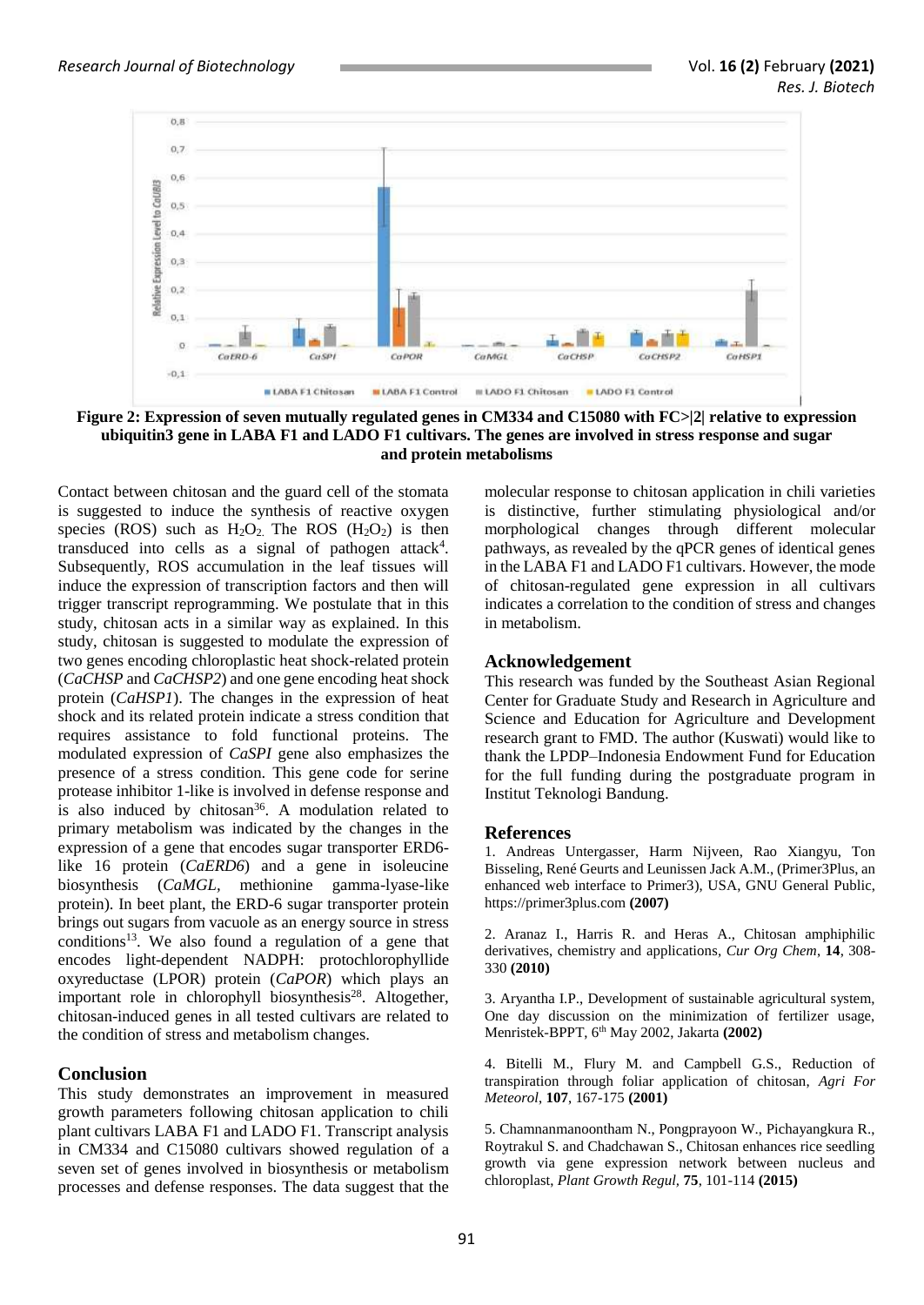Figure 2: Expression of seven mutually regulated genes in CM334 and C15080 with FC>|2| relative to expression ubiquitin3 gene in LABA F1 and LADO F1 cultivars. The genes are involved in stress response and sugar and protein metabolisms

Contact between chitosan and the guard cell of the stomata is suggested to induce the synthesis of reactive oxygen species (ROS) such as $H_2O_2$. The ROS ($H_2O_2$) is then transduced into cells as a signal of pathogen attack[4]. Subsequently, ROS accumulation in the leaf tissues will induce the expression of transcription factors and then will trigger transcript reprogramming. We postulate that in this study, chitosan acts in a similar way as explained. In this study, chitosan is suggested to modulate the expression of two genes encoding chloroplastic heat shock-related protein (*CaCHSP* and *CaCHSP2*) and one gene encoding heat shock protein (*CaHSP1*). The changes in the expression of heat shock and its related protein indicate a stress condition that requires assistance to fold functional proteins. The modulated expression of *CaSPI* gene also emphasizes the presence of a stress condition. This gene code for serine protease inhibitor 1-like is involved in defense response and is also induced by chitosan[36]. A modulation related to primary metabolism was indicated by the changes in the expression of a gene that encodes sugar transporter ERD6-like 16 protein (*CaERD6*) and a gene in isoleucine biosynthesis (*CaMGL*, methionine gamma-lyase-like protein). In beet plant, the ERD-6 sugar transporter protein brings out sugars from vacuole as an energy source in stress conditions[13]. We also found a regulation of a gene that encodes light-dependent NADPH: protochlorophyllide oxyreductase (LPOR) protein (*CaPOR*) which plays an important role in chlorophyll biosynthesis[28]. Altogether, chitosan-induced genes in all tested cultivars are related to the condition of stress and metabolism changes.

## Conclusion

This study demonstrates an improvement in measured growth parameters following chitosan application to chili plant cultivars LABA F1 and LADO F1. Transcript analysis in CM334 and C15080 cultivars showed regulation of a seven set of genes involved in biosynthesis or metabolism processes and defense responses. The data suggest that the molecular response to chitosan application in chili varieties is distinctive, further stimulating physiological and/or morphological changes through different molecular pathways, as revealed by the qPCR genes of identical genes in the LABA F1 and LADO F1 cultivars. However, the mode of chitosan-regulated gene expression in all cultivars indicates a correlation to the condition of stress and changes in metabolism.

## Acknowledgement

This research was funded by the Southeast Asian Regional Center for Graduate Study and Research in Agriculture and Science and Education for Agriculture and Development research grant to FMD. The author (Kuswati) would like to thank the LPDP–Indonesia Endowment Fund for Education for the full funding during the postgraduate program in Institut Teknologi Bandung.

## References

1. Andreas Untergasser, Harm Nijveen, Rao Xiangyu, Ton Bisseling, René Geurts and Leunissen Jack A.M., (Primer3Plus, an enhanced web interface to Primer3), USA, GNU General Public, https://primer3plus.com **(2007)**

2. Aranaz I., Harris R. and Heras A., Chitosan amphiphilic derivatives, chemistry and applications, *Cur Org Chem*, **14**, 308-330 **(2010)**

3. Aryantha I.P., Development of sustainable agricultural system, One day discussion on the minimization of fertilizer usage, Menristek-BPPT, 6th May 2002, Jakarta **(2002)**

4. Bitelli M., Flury M. and Campbell G.S., Reduction of transpiration through foliar application of chitosan, *Agri For Meteorol*, **107**, 167-175 **(2001)**

5. Chamnanmanoontham N., Pongprayoon W., Pichayangkura R., Roytrakul S. and Chadchawan S., Chitosan enhances rice seedling growth via gene expression network between nucleus and chloroplast, *Plant Growth Regul*, **75**, 101-114 **(2015)**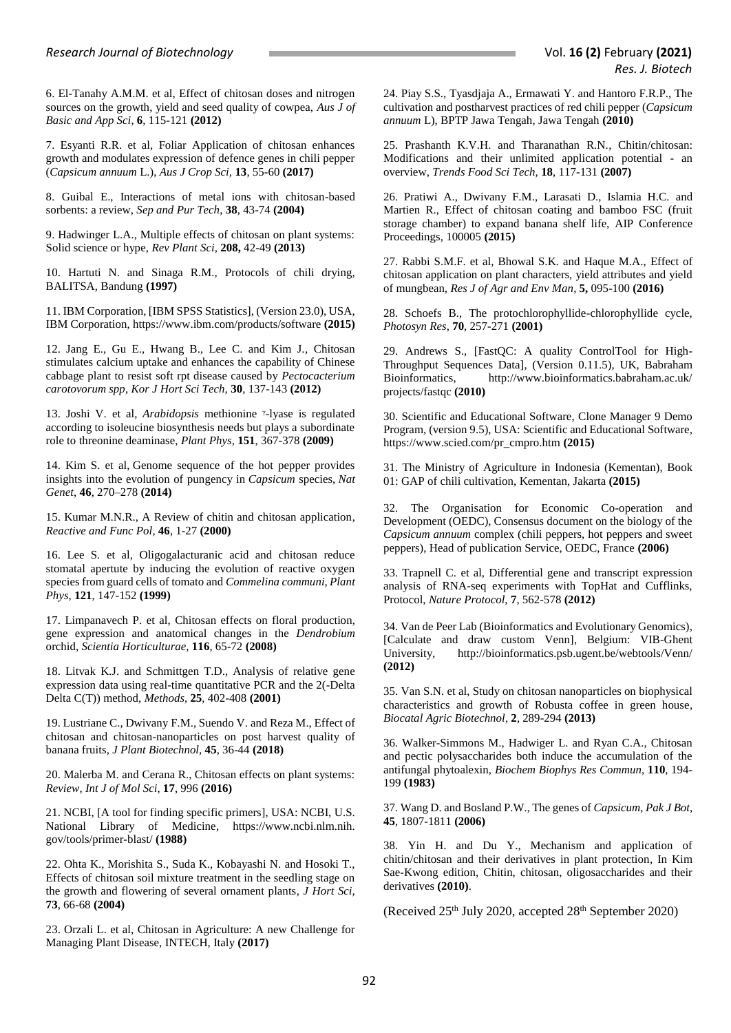6. El-Tanahy A.M.M. et al, Effect of chitosan doses and nitrogen sources on the growth, yield and seed quality of cowpea, *Aus J of Basic and App Sci*, **6**, 115-121 **(2012)**

7. Esyanti R.R. et al, Foliar Application of chitosan enhances growth and modulates expression of defence genes in chili pepper (*Capsicum annuum* L.), *Aus J Crop Sci,* **13**, 55-60 **(2017)**

8. Guibal E., Interactions of metal ions with chitosan-based sorbents: a review, *Sep and Pur Tech*, **38**, 43-74 **(2004)**

9. Hadwinger L.A., Multiple effects of chitosan on plant systems: Solid science or hype, *Rev Plant Sci*, **208,** 42-49 **(2013)**

10. Hartuti N. and Sinaga R.M., Protocols of chili drying, BALITSA, Bandung **(1997)**

11. IBM Corporation, [IBM SPSS Statistics], (Version 23.0), USA, IBM Corporation, https://www.ibm.com/products/software **(2015)**

12. Jang E., Gu E., Hwang B., Lee C. and Kim J., Chitosan stimulates calcium uptake and enhances the capability of Chinese cabbage plant to resist soft rpt disease caused by *Pectocacterium carotovorum spp*, *Kor J Hort Sci Tech,* **30**, 137-143 **(2012)**

13. Joshi V. et al, *Arabidopsis* methionine γ-lyase is regulated according to isoleucine biosynthesis needs but plays a subordinate role to threonine deaminase, *Plant Phys*, **151**, 367-378 **(2009)**

14. Kim S. et al, Genome sequence of the hot pepper provides insights into the evolution of pungency in *Capsicum* species, *Nat Genet*, **46**, 270–278 **(2014)**

15. Kumar M.N.R., A Review of chitin and chitosan application, *Reactive and Func Pol*, **46**, 1-27 **(2000)**

16. Lee S. et al, Oligogalacturanic acid and chitosan reduce stomatal apertute by inducing the evolution of reactive oxygen species from guard cells of tomato and *Commelina communi, Plant Phys*, **121**, 147-152 **(1999)**

17. Limpanavech P. et al, Chitosan effects on floral production, gene expression and anatomical changes in the *Dendrobium* orchid, *Scientia Horticulturae,* **116**, 65-72 **(2008)**

18. Litvak K.J. and Schmittgen T.D., Analysis of relative gene expression data using real-time quantitative PCR and the 2(-Delta Delta C(T)) method, *Methods*, **25**, 402-408 **(2001)**

19. Lustriane C., Dwivany F.M., Suendo V. and Reza M., Effect of chitosan and chitosan-nanoparticles on post harvest quality of banana fruits, *J Plant Biotechnol*, **45**, 36-44 **(2018)**

20. Malerba M. and Cerana R., Chitosan effects on plant systems: *Review*, *Int J of Mol Sci*, **17**, 996 **(2016)**

21. NCBI, [A tool for finding specific primers], USA: NCBI, U.S. National Library of Medicine, https://www.ncbi.nlm.nih.gov/tools/primer-blast/ **(1988)**

22. Ohta K., Morishita S., Suda K., Kobayashi N. and Hosoki T., Effects of chitosan soil mixture treatment in the seedling stage on the growth and flowering of several ornament plants*, J Hort Sci*, **73**, 66-68 **(2004)**

23. Orzali L. et al, Chitosan in Agriculture: A new Challenge for Managing Plant Disease, INTECH, Italy **(2017)**

24. Piay S.S., Tyasdjaja A., Ermawati Y. and Hantoro F.R.P., The cultivation and postharvest practices of red chili pepper (*Capsicum annuum* L), BPTP Jawa Tengah, Jawa Tengah **(2010)**

25. Prashanth K.V.H. and Tharanathan R.N., Chitin/chitosan: Modifications and their unlimited application potential - an overview, *Trends Food Sci Tech,* **18**, 117-131 **(2007)**

26. Pratiwi A., Dwivany F.M., Larasati D., Islamia H.C. and Martien R., Effect of chitosan coating and bamboo FSC (fruit storage chamber) to expand banana shelf life, AIP Conference Proceedings, 100005 **(2015)**

27. Rabbi S.M.F. et al, Bhowal S.K. and Haque M.A., Effect of chitosan application on plant characters, yield attributes and yield of mungbean, *Res J of Agr and Env Man*, **5,** 095-100 **(2016)**

28. Schoefs B., The protochlorophyllide-chlorophyllide cycle, *Photosyn Res*, **70**, 257-271 **(2001)**

29. Andrews S., [FastQC: A quality ControlTool for High-Throughput Sequences Data], (Version 0.11.5), UK, Babraham Bioinformatics, http://www.bioinformatics.babraham.ac.uk/projects/fastqc **(2010)**

30. Scientific and Educational Software, Clone Manager 9 Demo Program, (version 9.5), USA: Scientific and Educational Software, https://www.scied.com/pr_cmpro.htm **(2015)**

31. The Ministry of Agriculture in Indonesia (Kementan), Book 01: GAP of chili cultivation, Kementan, Jakarta **(2015)**

32. The Organisation for Economic Co-operation and Development (OEDC), Consensus document on the biology of the *Capsicum annuum* complex (chili peppers, hot peppers and sweet peppers), Head of publication Service, OEDC, France **(2006)**

33. Trapnell C. et al, Differential gene and transcript expression analysis of RNA-seq experiments with TopHat and Cufflinks, Protocol, *Nature Protocol*, **7**, 562-578 **(2012)**

34. Van de Peer Lab (Bioinformatics and Evolutionary Genomics), [Calculate and draw custom Venn], Belgium: VIB-Ghent University, http://bioinformatics.psb.ugent.be/webtools/Venn/ **(2012)**

35. Van S.N. et al, Study on chitosan nanoparticles on biophysical characteristics and growth of Robusta coffee in green house, *Biocatal Agric Biotechnol*, **2**, 289-294 **(2013)**

36. Walker-Simmons M., Hadwiger L. and Ryan C.A., Chitosan and pectic polysaccharides both induce the accumulation of the antifungal phytoalexin, *Biochem Biophys Res Commun*, **110**, 194-199 **(1983)**

37. Wang D. and Bosland P.W., The genes of *Capsicum*, *Pak J Bot*, **45**, 1807-1811 **(2006)**

38. Yin H. and Du Y., Mechanism and application of chitin/chitosan and their derivatives in plant protection, In Kim Sae-Kwong edition, Chitin, chitosan, oligosaccharides and their derivatives **(2010)**.

(Received 25th July 2020, accepted 28th September 2020)